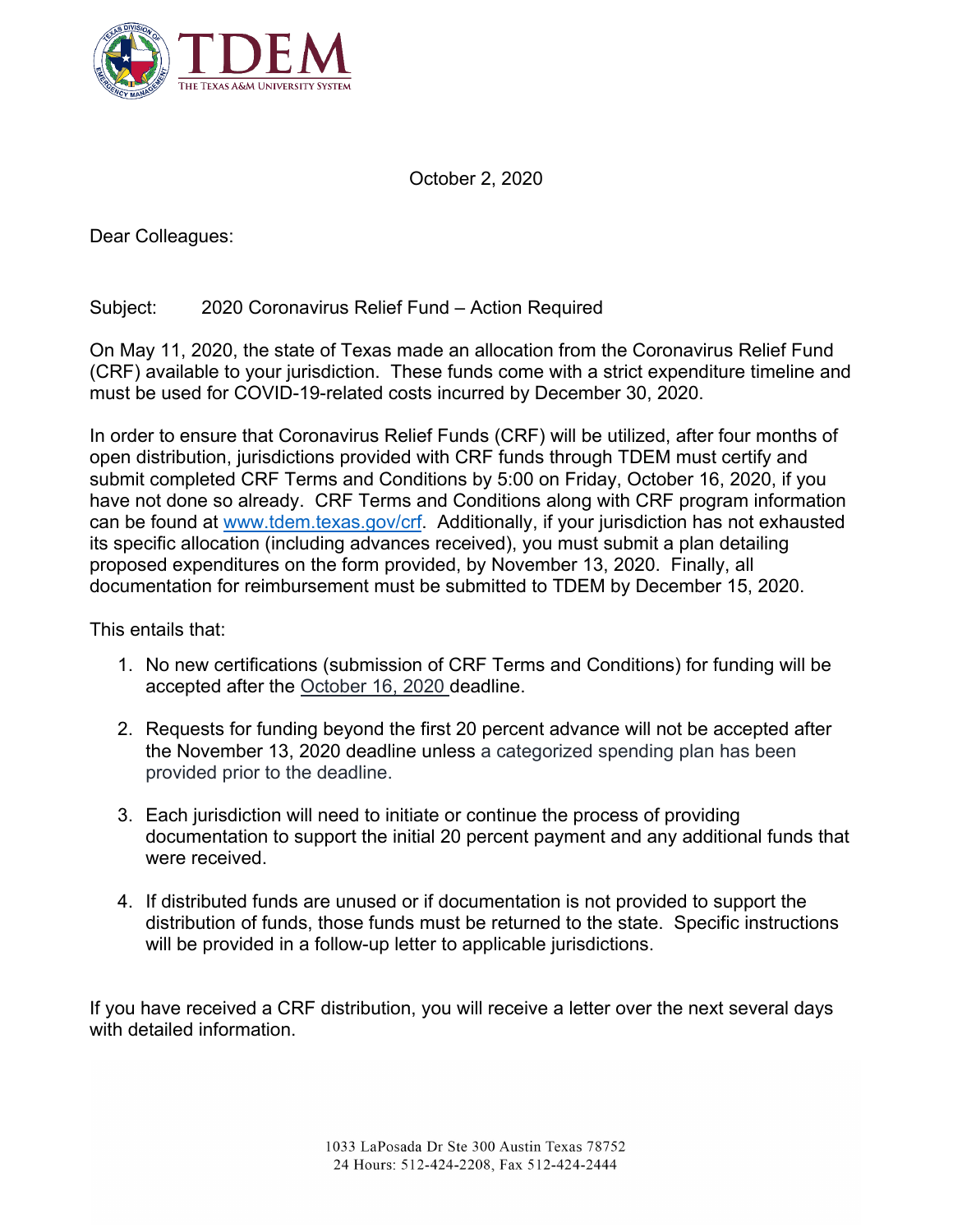TDEM
THE TEXAS A&M UNIVERSITY SYSTEM

October 2, 2020

Dear Colleagues:

Subject: 2020 Coronavirus Relief Fund – Action Required

On May 11, 2020, the state of Texas made an allocation from the Coronavirus Relief Fund (CRF) available to your jurisdiction. These funds come with a strict expenditure timeline and must be used for COVID-19-related costs incurred by December 30, 2020.

In order to ensure that Coronavirus Relief Funds (CRF) will be utilized, after four months of open distribution, jurisdictions provided with CRF funds through TDEM must certify and submit completed CRF Terms and Conditions by 5:00 on Friday, October 16, 2020, if you have not done so already. CRF Terms and Conditions along with CRF program information can be found at [www.tdem.texas.gov/crf](http://www.tdem.texas.gov/crf). Additionally, if your jurisdiction has not exhausted its specific allocation (including advances received), you must submit a plan detailing proposed expenditures on the form provided, by November 13, 2020. Finally, all documentation for reimbursement must be submitted to TDEM by December 15, 2020.

This entails that:

1. No new certifications (submission of CRF Terms and Conditions) for funding will be accepted after the October 16, 2020 deadline.
2. Requests for funding beyond the first 20 percent advance will not be accepted after the November 13, 2020 deadline unless a categorized spending plan has been provided prior to the deadline.
3. Each jurisdiction will need to initiate or continue the process of providing documentation to support the initial 20 percent payment and any additional funds that were received.
4. If distributed funds are unused or if documentation is not provided to support the distribution of funds, those funds must be returned to the state. Specific instructions will be provided in a follow-up letter to applicable jurisdictions.

If you have received a CRF distribution, you will receive a letter over the next several days with detailed information.

1033 LaPosada Dr Ste 300 Austin Texas 78752
24 Hours: 512-424-2208, Fax 512-424-2444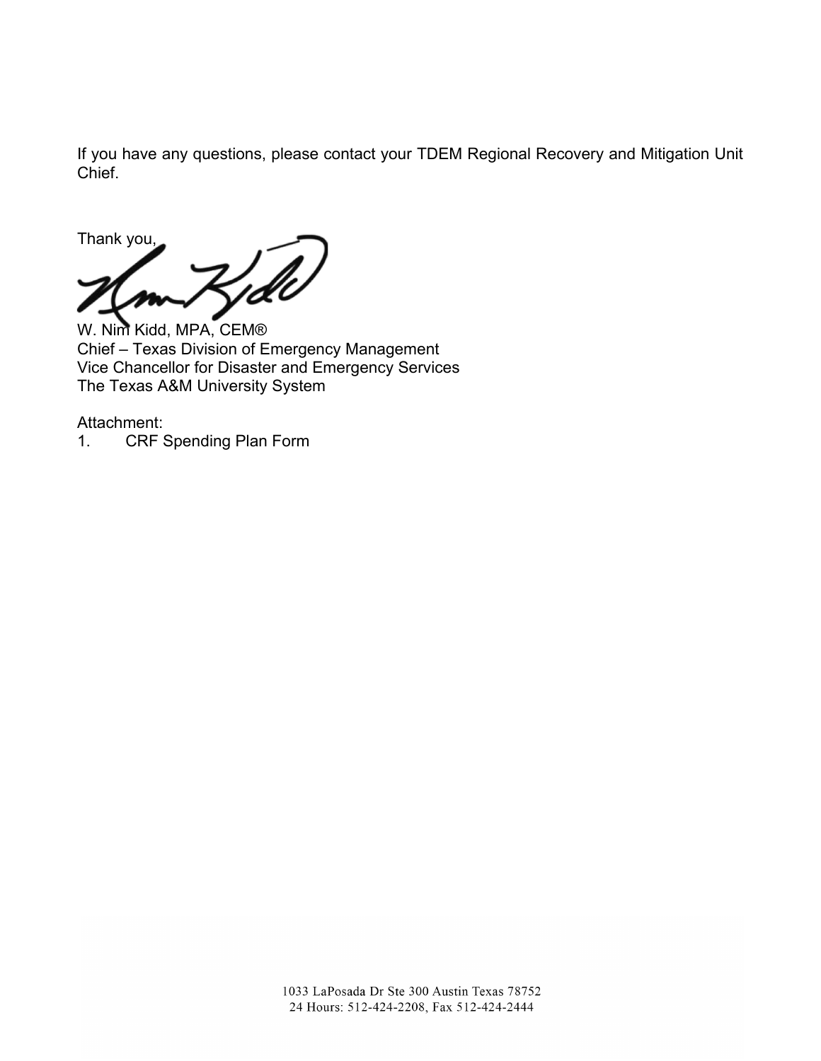If you have any questions, please contact your TDEM Regional Recovery and Mitigation Unit Chief.

Thank you,

W. Nim Kidd, MPA, CEM®
Chief – Texas Division of Emergency Management
Vice Chancellor for Disaster and Emergency Services
The Texas A&M University System

Attachment:
1. CRF Spending Plan Form

1033 LaPosada Dr Ste 300 Austin Texas 78752
24 Hours: 512-424-2208, Fax 512-424-2444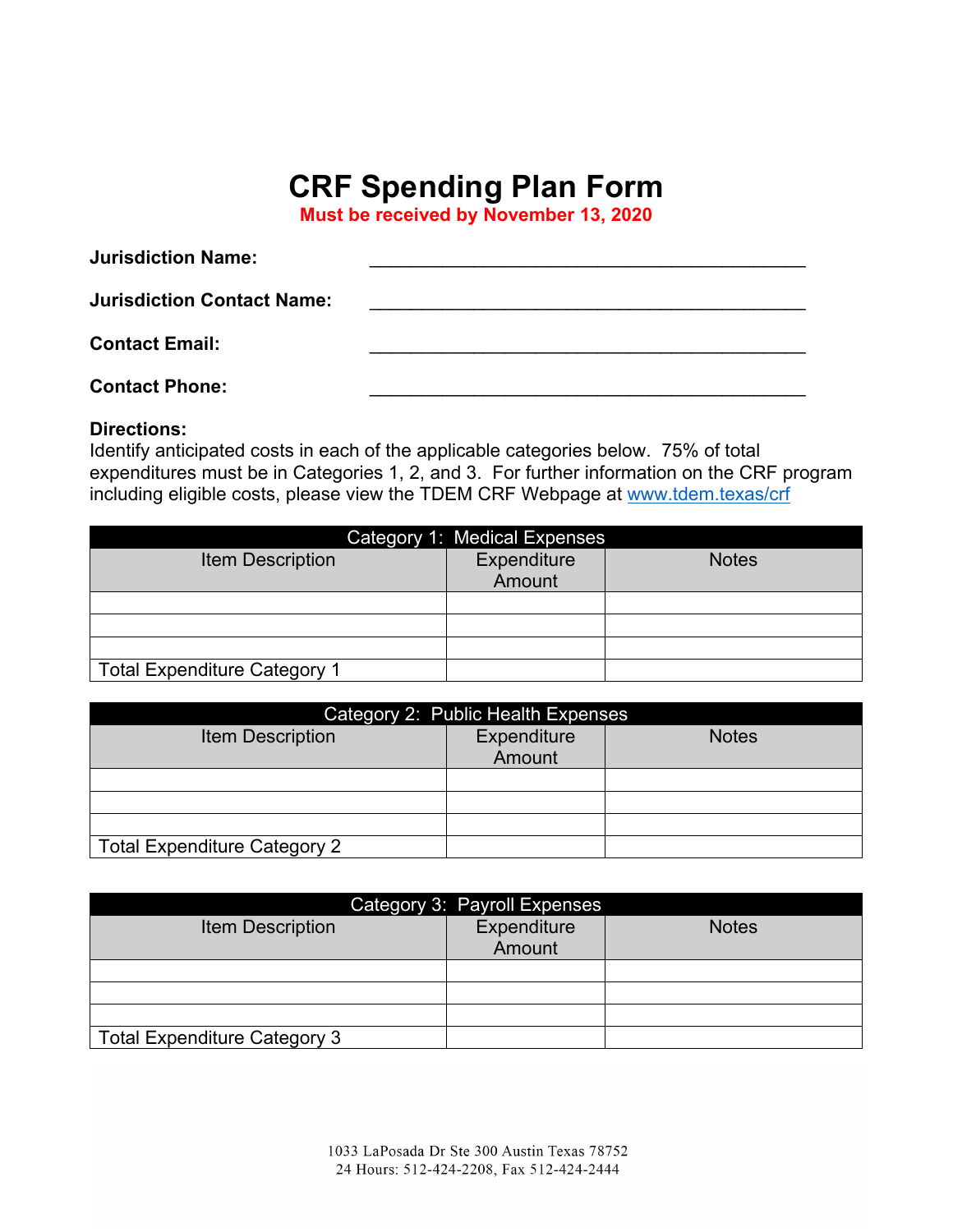# CRF Spending Plan Form

**Must be received by November 13, 2020**

**Jurisdiction Name:** ___________________________________________

**Jurisdiction Contact Name:** ___________________________________________

**Contact Email:** ___________________________________________

**Contact Phone:** ___________________________________________

**Directions:**
Identify anticipated costs in each of the applicable categories below. 75% of total expenditures must be in Categories 1, 2, and 3. For further information on the CRF program including eligible costs, please view the TDEM CRF Webpage at [www.tdem.texas/crf](www.tdem.texas/crf)

| Category 1: Medical Expenses | | |
|---|---|---|
| Item Description | Expenditure Amount | Notes |
| | | |
| | | |
| | | |
| Total Expenditure Category 1 | | |

| Category 2: Public Health Expenses | | |
|---|---|---|
| Item Description | Expenditure Amount | Notes |
| | | |
| | | |
| | | |
| Total Expenditure Category 2 | | |

| Category 3: Payroll Expenses | | |
|---|---|---|
| Item Description | Expenditure Amount | Notes |
| | | |
| | | |
| | | |
| Total Expenditure Category 3 | | |

1033 LaPosada Dr Ste 300 Austin Texas 78752
24 Hours: 512-424-2208, Fax 512-424-2444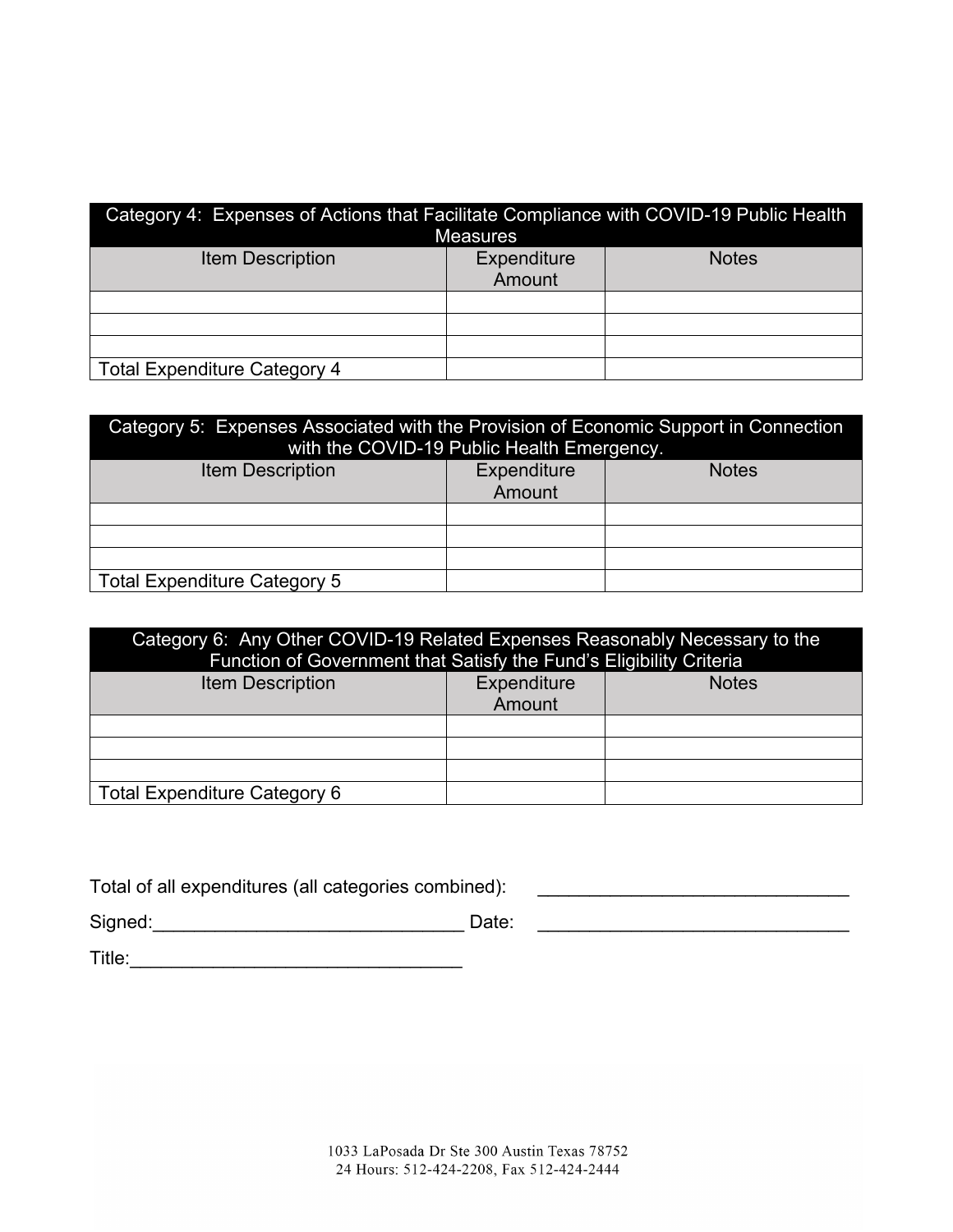| Category 4: Expenses of Actions that Facilitate Compliance with COVID-19 Public Health Measures | | |
| --- | --- | --- |
| Item Description | Expenditure Amount | Notes |
| | | |
| | | |
| | | |
| Total Expenditure Category 4 | | |

| Category 5: Expenses Associated with the Provision of Economic Support in Connection with the COVID-19 Public Health Emergency. | | |
| --- | --- | --- |
| Item Description | Expenditure Amount | Notes |
| | | |
| | | |
| | | |
| Total Expenditure Category 5 | | |

| Category 6: Any Other COVID-19 Related Expenses Reasonably Necessary to the Function of Government that Satisfy the Fund's Eligibility Criteria | | |
| --- | --- | --- |
| Item Description | Expenditure Amount | Notes |
| | | |
| | | |
| | | |
| Total Expenditure Category 6 | | |

Total of all expenditures (all categories combined): ______________________________

Signed:______________________________ Date: ______________________________

Title:________________________________

1033 LaPosada Dr Ste 300 Austin Texas 78752
24 Hours: 512-424-2208, Fax 512-424-2444